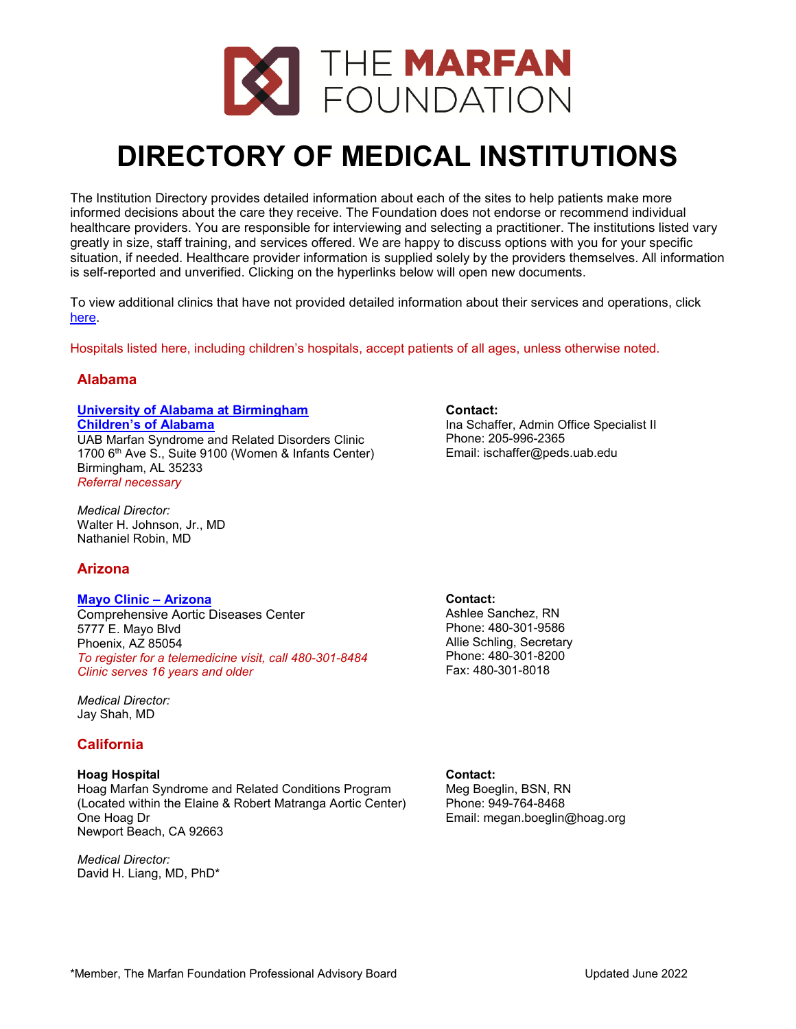# THE MARFAN FOUNDATION

# DIRECTORY OF MEDICAL INSTITUTIONS

The Institution Directory provides detailed information about each of the sites to help patients make more informed decisions about the care they receive. The Foundation does not endorse or recommend individual healthcare providers. You are responsible for interviewing and selecting a practitioner. The institutions listed vary greatly in size, staff training, and services offered. We are happy to discuss options with you for your specific situation, if needed. Healthcare provider information is supplied solely by the providers themselves. All information is self-reported and unverified. Clicking on the hyperlinks below will open new documents.

To view additional clinics that have not provided detailed information about their services and operations, click here.

Hospitals listed here, including children's hospitals, accept patients of all ages, unless otherwise noted.

## Alabama

**University of Alabama at Birmingham**
**Children's of Alabama**
UAB Marfan Syndrome and Related Disorders Clinic
1700 6th Ave S., Suite 9100 (Women & Infants Center)
Birmingham, AL 35233
*Referral necessary*

*Medical Director:*
Walter H. Johnson, Jr., MD
Nathaniel Robin, MD

**Contact:**
Ina Schaffer, Admin Office Specialist II
Phone: 205-996-2365
Email: ischaffer@peds.uab.edu

## Arizona

**Mayo Clinic – Arizona**
Comprehensive Aortic Diseases Center
5777 E. Mayo Blvd
Phoenix, AZ 85054
*To register for a telemedicine visit, call 480-301-8484*
*Clinic serves 16 years and older*

*Medical Director:*
Jay Shah, MD

**Contact:**
Ashlee Sanchez, RN
Phone: 480-301-9586
Allie Schling, Secretary
Phone: 480-301-8200
Fax: 480-301-8018

## California

**Hoag Hospital**
Hoag Marfan Syndrome and Related Conditions Program
(Located within the Elaine & Robert Matranga Aortic Center)
One Hoag Dr
Newport Beach, CA 92663

*Medical Director:*
David H. Liang, MD, PhD*

**Contact:**
Meg Boeglin, BSN, RN
Phone: 949-764-8468
Email: megan.boeglin@hoag.org

*Member, The Marfan Foundation Professional Advisory Board

Updated June 2022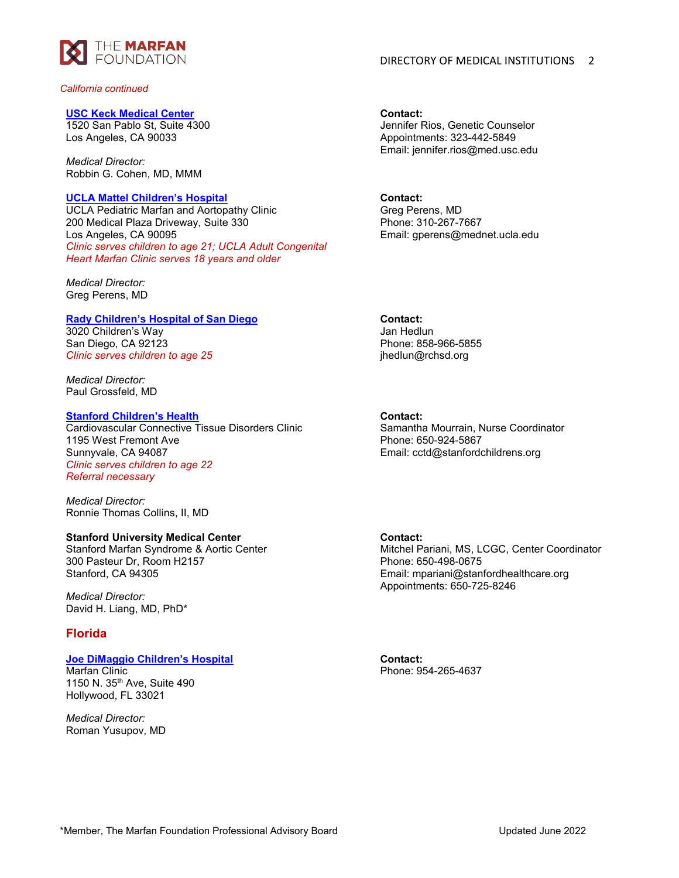*California continued*

**[USC Keck Medical Center](#)**
1520 San Pablo St, Suite 4300
Los Angeles, CA 90033

*Medical Director:*
Robbin G. Cohen, MD, MMM

**Contact:**
Jennifer Rios, Genetic Counselor
Appointments: 323-442-5849
Email: jennifer.rios@med.usc.edu

**[UCLA Mattel Children's Hospital](#)**
UCLA Pediatric Marfan and Aortopathy Clinic
200 Medical Plaza Driveway, Suite 330
Los Angeles, CA 90095
*Clinic serves children to age 21; UCLA Adult Congenital Heart Marfan Clinic serves 18 years and older*

*Medical Director:*
Greg Perens, MD

**Contact:**
Greg Perens, MD
Phone: 310-267-7667
Email: gperens@mednet.ucla.edu

**[Rady Children's Hospital of San Diego](#)**
3020 Children's Way
San Diego, CA 92123
*Clinic serves children to age 25*

*Medical Director:*
Paul Grossfeld, MD

**Contact:**
Jan Hedlun
Phone: 858-966-5855
jhedlun@rchsd.org

**[Stanford Children's Health](#)**
Cardiovascular Connective Tissue Disorders Clinic
1195 West Fremont Ave
Sunnyvale, CA 94087
*Clinic serves children to age 22*
*Referral necessary*

*Medical Director:*
Ronnie Thomas Collins, II, MD

**Contact:**
Samantha Mourrain, Nurse Coordinator
Phone: 650-924-5867
Email: cctd@stanfordchildrens.org

**Stanford University Medical Center**
Stanford Marfan Syndrome & Aortic Center
300 Pasteur Dr, Room H2157
Stanford, CA 94305

*Medical Director:*
David H. Liang, MD, PhD*

**Contact:**
Mitchel Pariani, MS, LCGC, Center Coordinator
Phone: 650-498-0675
Email: mpariani@stanfordhealthcare.org
Appointments: 650-725-8246

## Florida

**[Joe DiMaggio Children's Hospital](#)**
Marfan Clinic
1150 N. 35th Ave, Suite 490
Hollywood, FL 33021

*Medical Director:*
Roman Yusupov, MD

**Contact:**
Phone: 954-265-4637

*Member, The Marfan Foundation Professional Advisory Board

Updated June 2022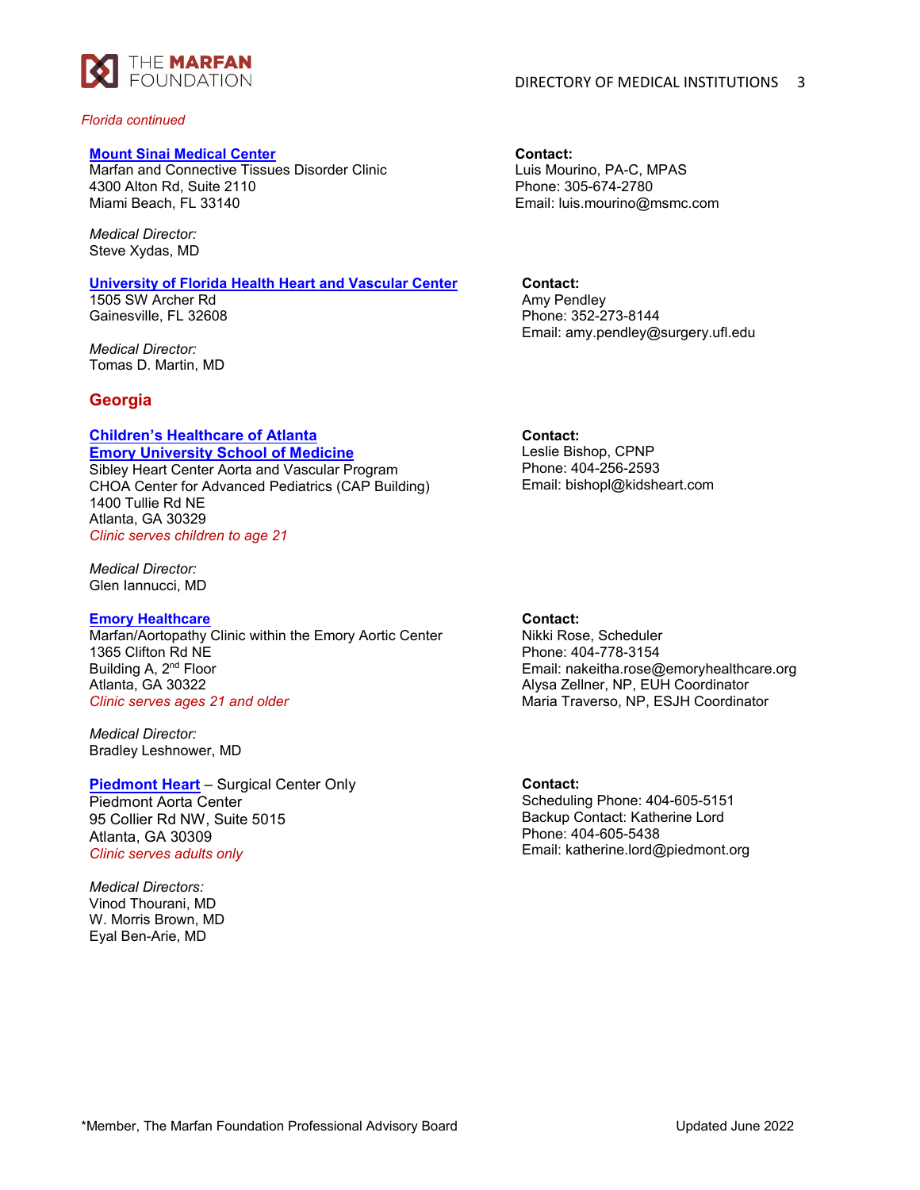*Florida continued*

**Mount Sinai Medical Center**
Marfan and Connective Tissues Disorder Clinic
4300 Alton Rd, Suite 2110
Miami Beach, FL 33140

*Medical Director:*
Steve Xydas, MD

**Contact:**
Luis Mourino, PA-C, MPAS
Phone: 305-674-2780
Email: luis.mourino@msmc.com

**University of Florida Health Heart and Vascular Center**
1505 SW Archer Rd
Gainesville, FL 32608

*Medical Director:*
Tomas D. Martin, MD

**Contact:**
Amy Pendley
Phone: 352-273-8144
Email: amy.pendley@surgery.ufl.edu

## Georgia

**Children's Healthcare of Atlanta**
**Emory University School of Medicine**
Sibley Heart Center Aorta and Vascular Program
CHOA Center for Advanced Pediatrics (CAP Building)
1400 Tullie Rd NE
Atlanta, GA 30329
*Clinic serves children to age 21*

*Medical Director:*
Glen Iannucci, MD

**Contact:**
Leslie Bishop, CPNP
Phone: 404-256-2593
Email: bishopl@kidsheart.com

**Emory Healthcare**
Marfan/Aortopathy Clinic within the Emory Aortic Center
1365 Clifton Rd NE
Building A, 2nd Floor
Atlanta, GA 30322
*Clinic serves ages 21 and older*

*Medical Director:*
Bradley Leshnower, MD

**Contact:**
Nikki Rose, Scheduler
Phone: 404-778-3154
Email: nakeitha.rose@emoryhealthcare.org
Alysa Zellner, NP, EUH Coordinator
Maria Traverso, NP, ESJH Coordinator

**Piedmont Heart** – Surgical Center Only
Piedmont Aorta Center
95 Collier Rd NW, Suite 5015
Atlanta, GA 30309
*Clinic serves adults only*

*Medical Directors:*
Vinod Thourani, MD
W. Morris Brown, MD
Eyal Ben-Arie, MD

**Contact:**
Scheduling Phone: 404-605-5151
Backup Contact: Katherine Lord
Phone: 404-605-5438
Email: katherine.lord@piedmont.org

*Member, The Marfan Foundation Professional Advisory Board

Updated June 2022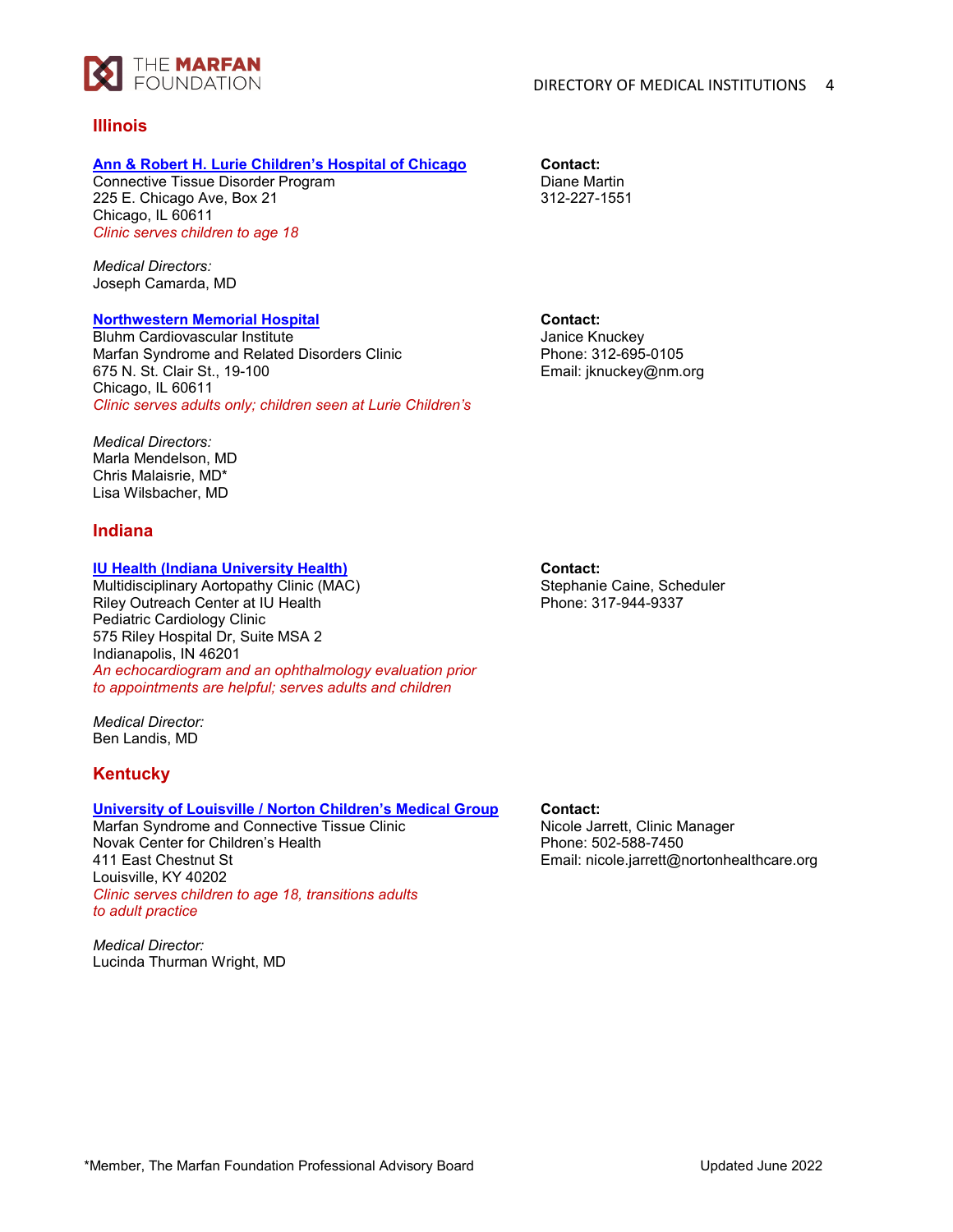## Illinois

**Ann & Robert H. Lurie Children's Hospital of Chicago**
Connective Tissue Disorder Program
225 E. Chicago Ave, Box 21
Chicago, IL 60611
*Clinic serves children to age 18*

*Medical Directors:*
Joseph Camarda, MD

**Contact:**
Diane Martin
312-227-1551

**Northwestern Memorial Hospital**
Bluhm Cardiovascular Institute
Marfan Syndrome and Related Disorders Clinic
675 N. St. Clair St., 19-100
Chicago, IL 60611
*Clinic serves adults only; children seen at Lurie Children's*

*Medical Directors:*
Marla Mendelson, MD
Chris Malaisrie, MD*
Lisa Wilsbacher, MD

**Contact:**
Janice Knuckey
Phone: 312-695-0105
Email: jknuckey@nm.org

## Indiana

**IU Health (Indiana University Health)**
Multidisciplinary Aortopathy Clinic (MAC)
Riley Outreach Center at IU Health
Pediatric Cardiology Clinic
575 Riley Hospital Dr, Suite MSA 2
Indianapolis, IN 46201
*An echocardiogram and an ophthalmology evaluation prior to appointments are helpful; serves adults and children*

*Medical Director:*
Ben Landis, MD

**Contact:**
Stephanie Caine, Scheduler
Phone: 317-944-9337

## Kentucky

**University of Louisville / Norton Children's Medical Group**
Marfan Syndrome and Connective Tissue Clinic
Novak Center for Children's Health
411 East Chestnut St
Louisville, KY 40202
*Clinic serves children to age 18, transitions adults to adult practice*

*Medical Director:*
Lucinda Thurman Wright, MD

**Contact:**
Nicole Jarrett, Clinic Manager
Phone: 502-588-7450
Email: nicole.jarrett@nortonhealthcare.org

*Member, The Marfan Foundation Professional Advisory Board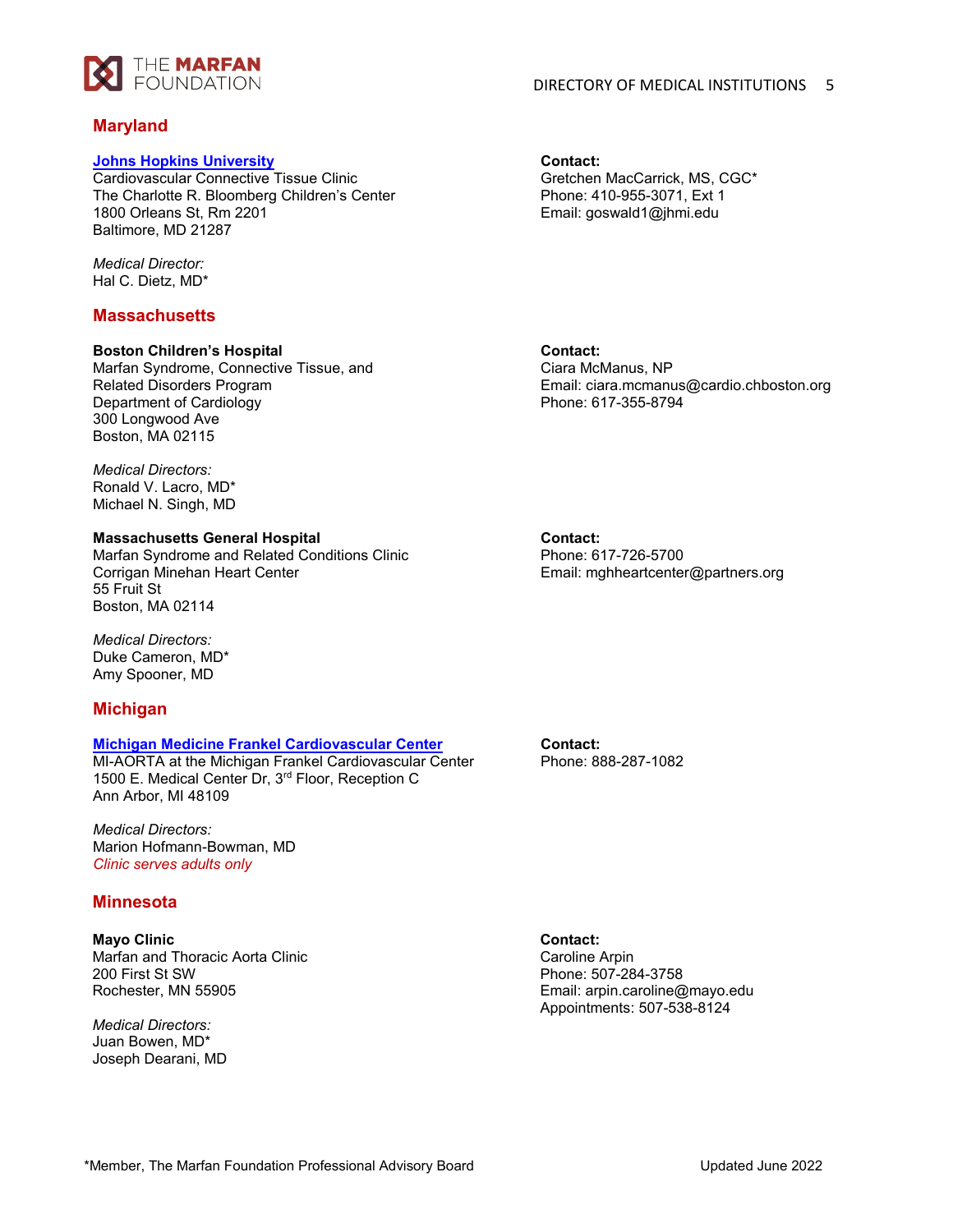## Maryland

**Johns Hopkins University**
Cardiovascular Connective Tissue Clinic
The Charlotte R. Bloomberg Children's Center
1800 Orleans St, Rm 2201
Baltimore, MD 21287

*Medical Director:*
Hal C. Dietz, MD*

**Contact:**
Gretchen MacCarrick, MS, CGC*
Phone: 410-955-3071, Ext 1
Email: goswald1@jhmi.edu

## Massachusetts

**Boston Children's Hospital**
Marfan Syndrome, Connective Tissue, and Related Disorders Program
Department of Cardiology
300 Longwood Ave
Boston, MA 02115

*Medical Directors:*
Ronald V. Lacro, MD*
Michael N. Singh, MD

**Contact:**
Ciara McManus, NP
Email: ciara.mcmanus@cardio.chboston.org
Phone: 617-355-8794

**Massachusetts General Hospital**
Marfan Syndrome and Related Conditions Clinic
Corrigan Minehan Heart Center
55 Fruit St
Boston, MA 02114

*Medical Directors:*
Duke Cameron, MD*
Amy Spooner, MD

**Contact:**
Phone: 617-726-5700
Email: mghheartcenter@partners.org

## Michigan

**Michigan Medicine Frankel Cardiovascular Center**
MI-AORTA at the Michigan Frankel Cardiovascular Center
1500 E. Medical Center Dr, 3rd Floor, Reception C
Ann Arbor, MI 48109

*Medical Directors:*
Marion Hofmann-Bowman, MD
*Clinic serves adults only*

**Contact:**
Phone: 888-287-1082

## Minnesota

**Mayo Clinic**
Marfan and Thoracic Aorta Clinic
200 First St SW
Rochester, MN 55905

*Medical Directors:*
Juan Bowen, MD*
Joseph Dearani, MD

**Contact:**
Caroline Arpin
Phone: 507-284-3758
Email: arpin.caroline@mayo.edu
Appointments: 507-538-8124

*Member, The Marfan Foundation Professional Advisory Board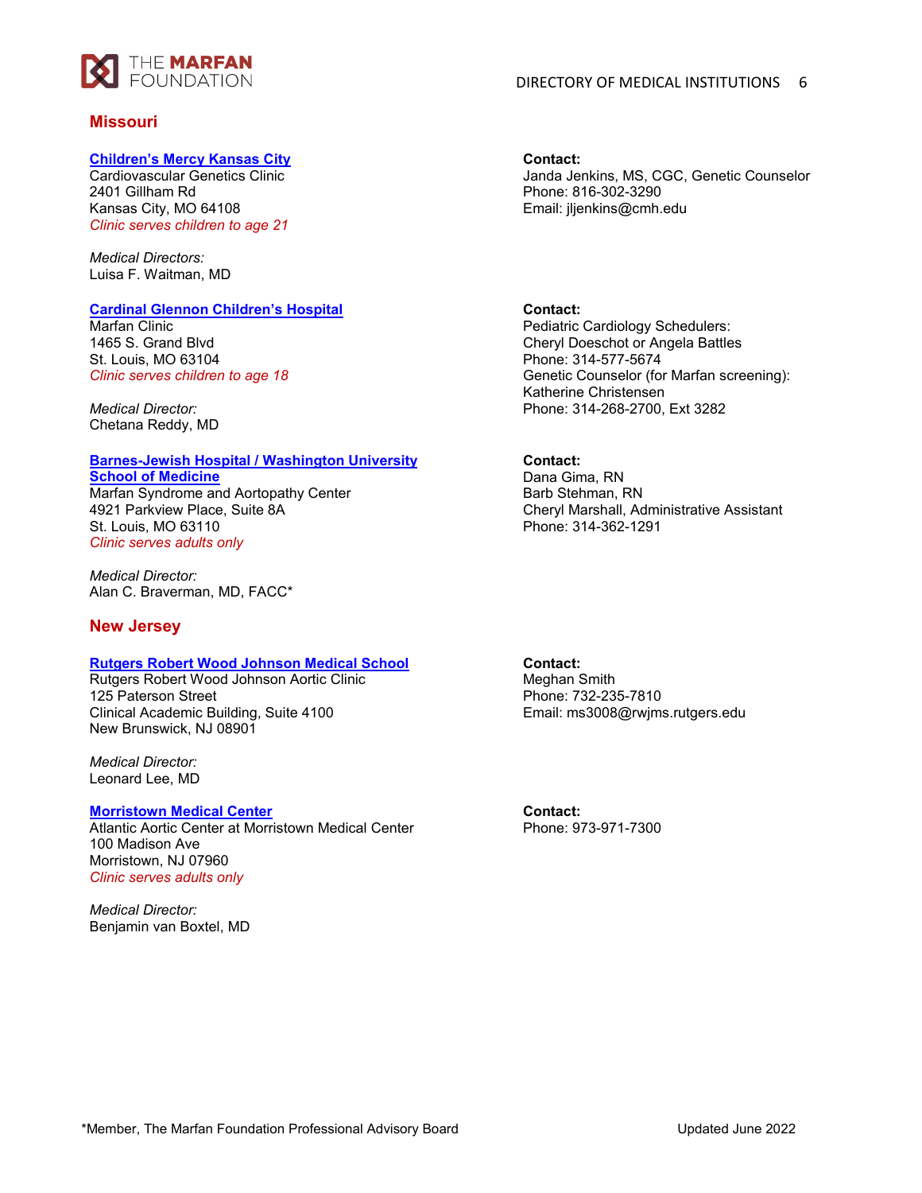## Missouri

**Children's Mercy Kansas City**
Cardiovascular Genetics Clinic
2401 Gillham Rd
Kansas City, MO 64108
*Clinic serves children to age 21*

*Medical Directors:*
Luisa F. Waitman, MD

**Contact:**
Janda Jenkins, MS, CGC, Genetic Counselor
Phone: 816-302-3290
Email: jljenkins@cmh.edu

**Cardinal Glennon Children's Hospital**
Marfan Clinic
1465 S. Grand Blvd
St. Louis, MO 63104
*Clinic serves children to age 18*

*Medical Director:*
Chetana Reddy, MD

**Contact:**
Pediatric Cardiology Schedulers:
Cheryl Doeschot or Angela Battles
Phone: 314-577-5674
Genetic Counselor (for Marfan screening):
Katherine Christensen
Phone: 314-268-2700, Ext 3282

**Barnes-Jewish Hospital / Washington University School of Medicine**
Marfan Syndrome and Aortopathy Center
4921 Parkview Place, Suite 8A
St. Louis, MO 63110
*Clinic serves adults only*

*Medical Director:*
Alan C. Braverman, MD, FACC*

**Contact:**
Dana Gima, RN
Barb Stehman, RN
Cheryl Marshall, Administrative Assistant
Phone: 314-362-1291

## New Jersey

**Rutgers Robert Wood Johnson Medical School**
Rutgers Robert Wood Johnson Aortic Clinic
125 Paterson Street
Clinical Academic Building, Suite 4100
New Brunswick, NJ 08901

*Medical Director:*
Leonard Lee, MD

**Contact:**
Meghan Smith
Phone: 732-235-7810
Email: ms3008@rwjms.rutgers.edu

**Morristown Medical Center**
Atlantic Aortic Center at Morristown Medical Center
100 Madison Ave
Morristown, NJ 07960
*Clinic serves adults only*

*Medical Director:*
Benjamin van Boxtel, MD

**Contact:**
Phone: 973-971-7300

*Member, The Marfan Foundation Professional Advisory Board

Updated June 2022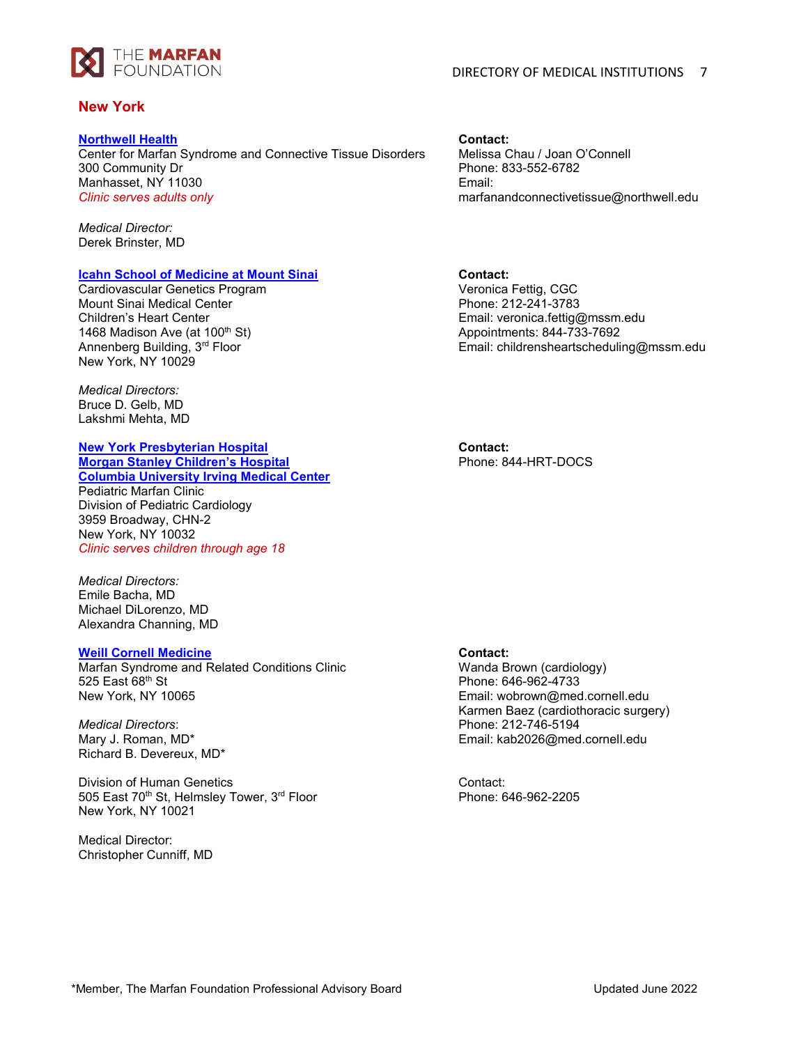## New York

**Northwell Health**
Center for Marfan Syndrome and Connective Tissue Disorders
300 Community Dr
Manhasset, NY 11030
*Clinic serves adults only*

*Medical Director:*
Derek Brinster, MD

**Contact:**
Melissa Chau / Joan O'Connell
Phone: 833-552-6782
Email: marfanandconnectivetissue@northwell.edu

**Icahn School of Medicine at Mount Sinai**
Cardiovascular Genetics Program
Mount Sinai Medical Center
Children's Heart Center
1468 Madison Ave (at 100th St)
Annenberg Building, 3rd Floor
New York, NY 10029

*Medical Directors:*
Bruce D. Gelb, MD
Lakshmi Mehta, MD

**Contact:**
Veronica Fettig, CGC
Phone: 212-241-3783
Email: veronica.fettig@mssm.edu
Appointments: 844-733-7692
Email: childrensheartscheduling@mssm.edu

**New York Presbyterian Hospital**
**Morgan Stanley Children's Hospital**
**Columbia University Irving Medical Center**
Pediatric Marfan Clinic
Division of Pediatric Cardiology
3959 Broadway, CHN-2
New York, NY 10032
*Clinic serves children through age 18*

*Medical Directors:*
Emile Bacha, MD
Michael DiLorenzo, MD
Alexandra Channing, MD

**Contact:**
Phone: 844-HRT-DOCS

**Weill Cornell Medicine**
Marfan Syndrome and Related Conditions Clinic
525 East 68th St
New York, NY 10065

*Medical Directors*:
Mary J. Roman, MD*
Richard B. Devereux, MD*

**Contact:**
Wanda Brown (cardiology)
Phone: 646-962-4733
Email: wobrown@med.cornell.edu
Karmen Baez (cardiothoracic surgery)
Phone: 212-746-5194
Email: kab2026@med.cornell.edu

Division of Human Genetics
505 East 70th St, Helmsley Tower, 3rd Floor
New York, NY 10021

Medical Director:
Christopher Cunniff, MD

Contact:
Phone: 646-962-2205

*Member, The Marfan Foundation Professional Advisory Board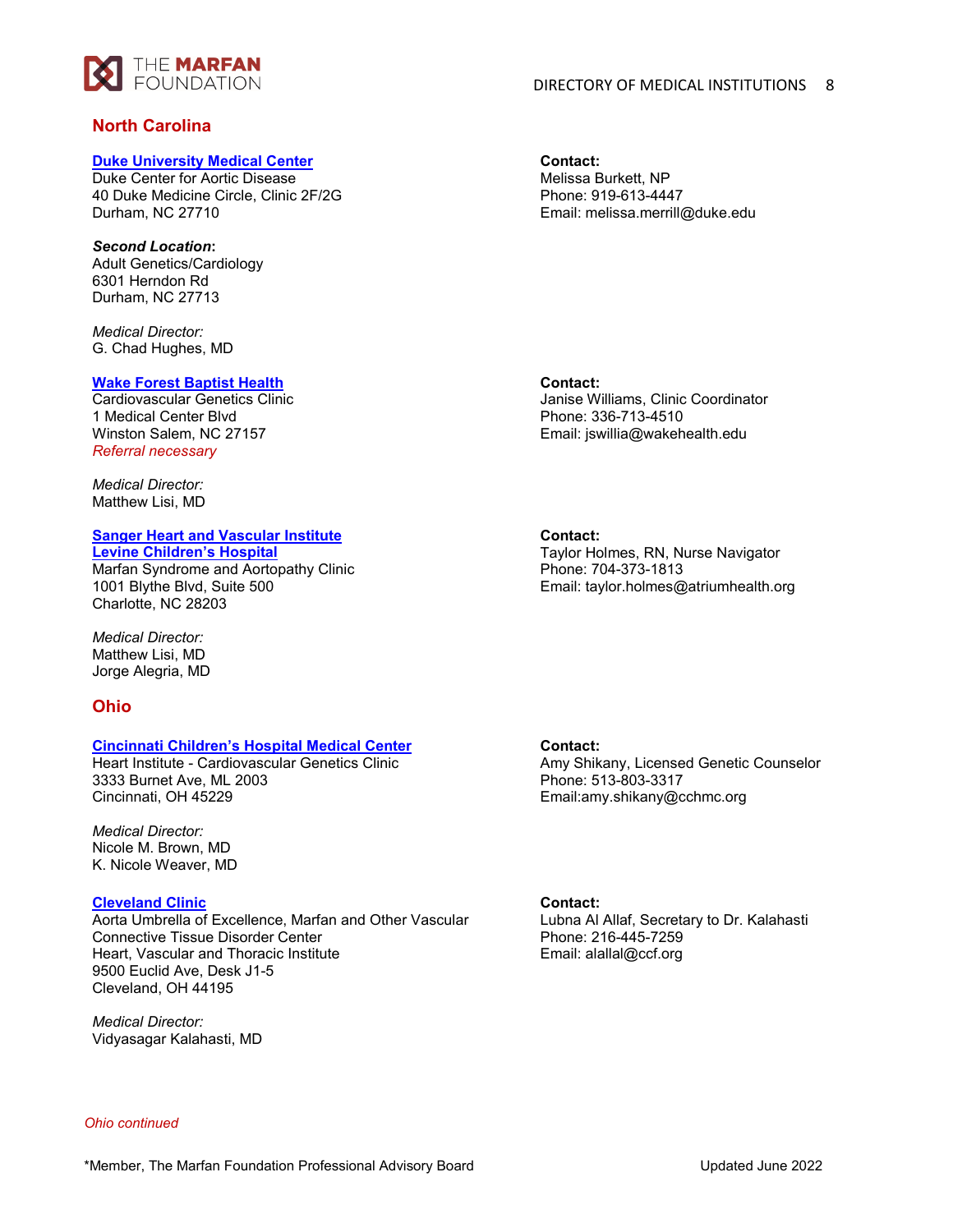## North Carolina

**Duke University Medical Center**
Duke Center for Aortic Disease
40 Duke Medicine Circle, Clinic 2F/2G
Durham, NC 27710

***Second Location*:**
Adult Genetics/Cardiology
6301 Herndon Rd
Durham, NC 27713

*Medical Director:*
G. Chad Hughes, MD

**Contact:**
Melissa Burkett, NP
Phone: 919-613-4447
Email: melissa.merrill@duke.edu

**Wake Forest Baptist Health**
Cardiovascular Genetics Clinic
1 Medical Center Blvd
Winston Salem, NC 27157
*Referral necessary*

*Medical Director:*
Matthew Lisi, MD

**Contact:**
Janise Williams, Clinic Coordinator
Phone: 336-713-4510
Email: jswillia@wakehealth.edu

**Sanger Heart and Vascular Institute**
**Levine Children's Hospital**
Marfan Syndrome and Aortopathy Clinic
1001 Blythe Blvd, Suite 500
Charlotte, NC 28203

*Medical Director:*
Matthew Lisi, MD
Jorge Alegria, MD

**Contact:**
Taylor Holmes, RN, Nurse Navigator
Phone: 704-373-1813
Email: taylor.holmes@atriumhealth.org

## Ohio

**Cincinnati Children's Hospital Medical Center**
Heart Institute - Cardiovascular Genetics Clinic
3333 Burnet Ave, ML 2003
Cincinnati, OH 45229

*Medical Director:*
Nicole M. Brown, MD
K. Nicole Weaver, MD

**Contact:**
Amy Shikany, Licensed Genetic Counselor
Phone: 513-803-3317
Email:amy.shikany@cchmc.org

**Cleveland Clinic**
Aorta Umbrella of Excellence, Marfan and Other Vascular Connective Tissue Disorder Center
Heart, Vascular and Thoracic Institute
9500 Euclid Ave, Desk J1-5
Cleveland, OH 44195

*Medical Director:*
Vidyasagar Kalahasti, MD

**Contact:**
Lubna Al Allaf, Secretary to Dr. Kalahasti
Phone: 216-445-7259
Email: alallaf@ccf.org

*Ohio continued*

*Member, The Marfan Foundation Professional Advisory Board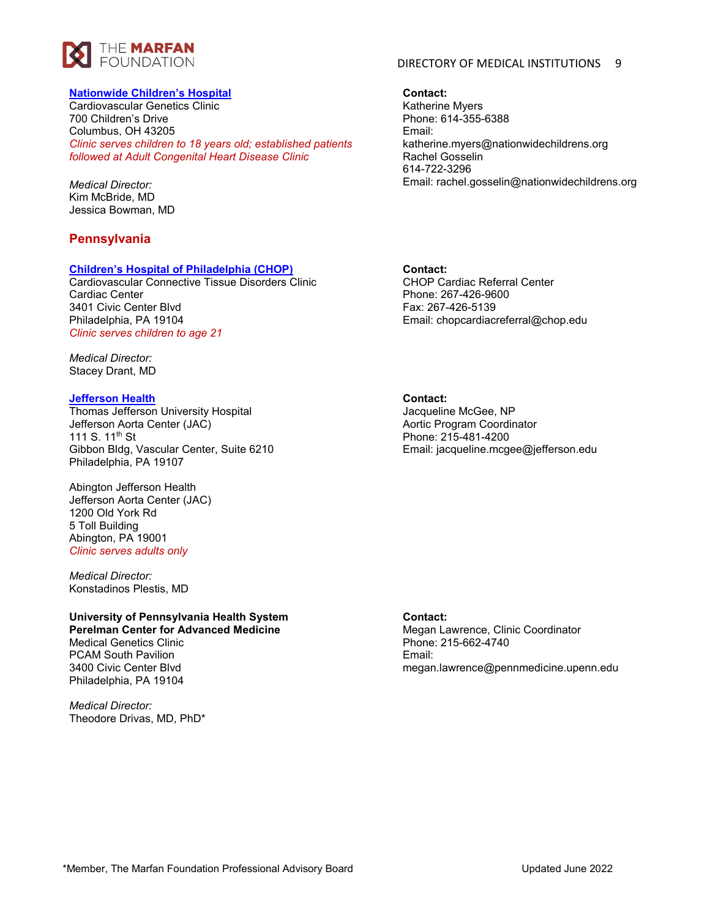**Nationwide Children's Hospital**
Cardiovascular Genetics Clinic
700 Children's Drive
Columbus, OH 43205
*Clinic serves children to 18 years old; established patients followed at Adult Congenital Heart Disease Clinic*

*Medical Director:*
Kim McBride, MD
Jessica Bowman, MD

**Contact:**
Katherine Myers
Phone: 614-355-6388
Email:
katherine.myers@nationwidechildrens.org
Rachel Gosselin
614-722-3296
Email: rachel.gosselin@nationwidechildrens.org

## Pennsylvania

**Children's Hospital of Philadelphia (CHOP)**
Cardiovascular Connective Tissue Disorders Clinic
Cardiac Center
3401 Civic Center Blvd
Philadelphia, PA 19104
*Clinic serves children to age 21*

*Medical Director:*
Stacey Drant, MD

**Contact:**
CHOP Cardiac Referral Center
Phone: 267-426-9600
Fax: 267-426-5139
Email: chopcardiacreferral@chop.edu

**Jefferson Health**
Thomas Jefferson University Hospital
Jefferson Aorta Center (JAC)
111 S. 11th St
Gibbon Bldg, Vascular Center, Suite 6210
Philadelphia, PA 19107

Abington Jefferson Health
Jefferson Aorta Center (JAC)
1200 Old York Rd
5 Toll Building
Abington, PA 19001
*Clinic serves adults only*

*Medical Director:*
Konstadinos Plestis, MD

**Contact:**
Jacqueline McGee, NP
Aortic Program Coordinator
Phone: 215-481-4200
Email: jacqueline.mcgee@jefferson.edu

**University of Pennsylvania Health System**
**Perelman Center for Advanced Medicine**
Medical Genetics Clinic
PCAM South Pavilion
3400 Civic Center Blvd
Philadelphia, PA 19104

*Medical Director:*
Theodore Drivas, MD, PhD*

**Contact:**
Megan Lawrence, Clinic Coordinator
Phone: 215-662-4740
Email:
megan.lawrence@pennmedicine.upenn.edu

*Member, The Marfan Foundation Professional Advisory Board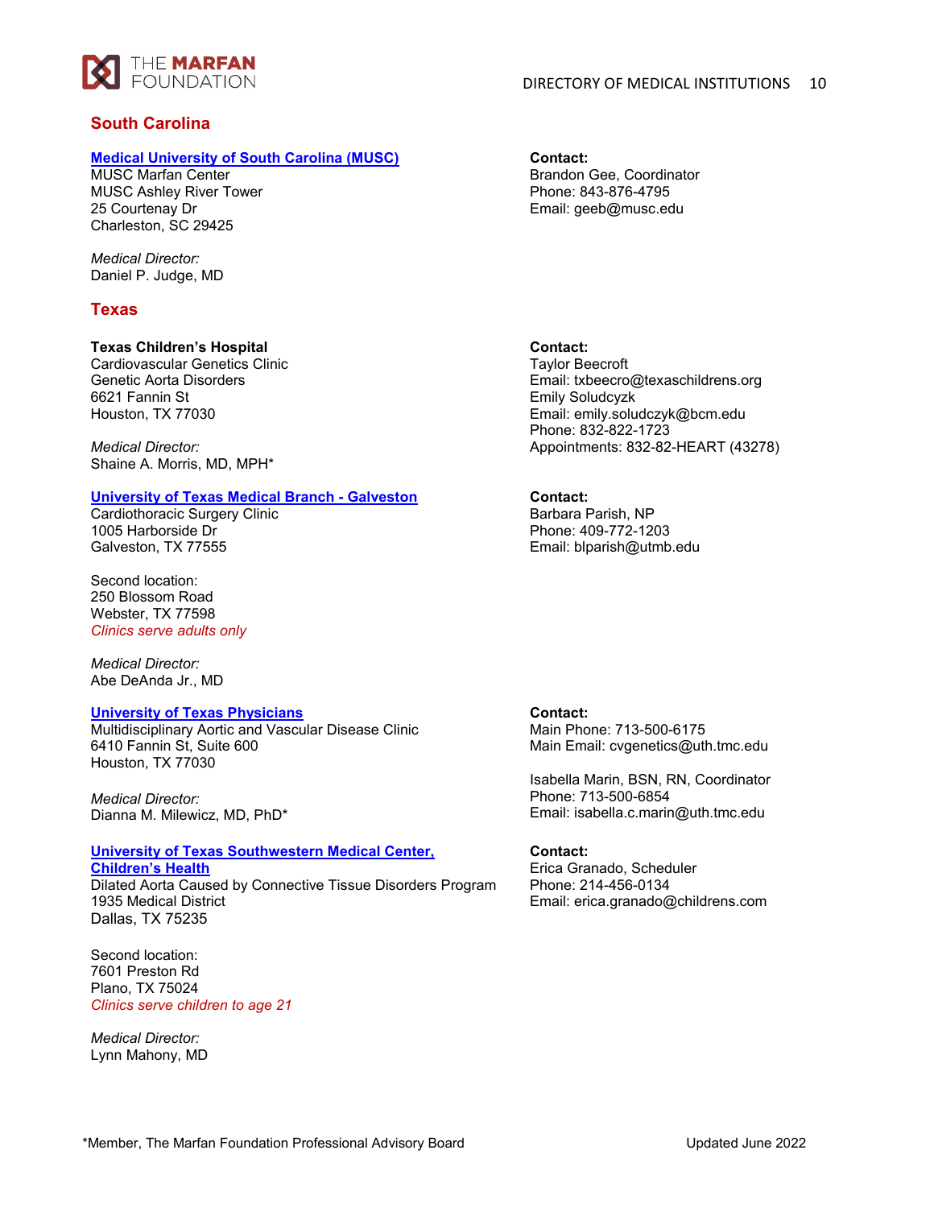## South Carolina

**[Medical University of South Carolina (MUSC)]**
MUSC Marfan Center
MUSC Ashley River Tower
25 Courtenay Dr
Charleston, SC 29425

*Medical Director:*
Daniel P. Judge, MD

**Contact:**
Brandon Gee, Coordinator
Phone: 843-876-4795
Email: geeb@musc.edu

## Texas

**Texas Children's Hospital**
Cardiovascular Genetics Clinic
Genetic Aorta Disorders
6621 Fannin St
Houston, TX 77030

*Medical Director:*
Shaine A. Morris, MD, MPH*

**Contact:**
Taylor Beecroft
Email: txbeecro@texaschildrens.org
Emily Soludczyk
Email: emily.soludczyk@bcm.edu
Phone: 832-822-1723
Appointments: 832-82-HEART (43278)

**[University of Texas Medical Branch - Galveston]**
Cardiothoracic Surgery Clinic
1005 Harborside Dr
Galveston, TX 77555

Second location:
250 Blossom Road
Webster, TX 77598
*Clinics serve adults only*

*Medical Director:*
Abe DeAnda Jr., MD

**Contact:**
Barbara Parish, NP
Phone: 409-772-1203
Email: blparish@utmb.edu

**[University of Texas Physicians]**
Multidisciplinary Aortic and Vascular Disease Clinic
6410 Fannin St, Suite 600
Houston, TX 77030

*Medical Director:*
Dianna M. Milewicz, MD, PhD*

**Contact:**
Main Phone: 713-500-6175
Main Email: cvgenetics@uth.tmc.edu

Isabella Marin, BSN, RN, Coordinator
Phone: 713-500-6854
Email: isabella.c.marin@uth.tmc.edu

**[University of Texas Southwestern Medical Center, Children's Health]**
Dilated Aorta Caused by Connective Tissue Disorders Program
1935 Medical District
Dallas, TX 75235

Second location:
7601 Preston Rd
Plano, TX 75024
*Clinics serve children to age 21*

*Medical Director:*
Lynn Mahony, MD

**Contact:**
Erica Granado, Scheduler
Phone: 214-456-0134
Email: erica.granado@childrens.com

*Member, The Marfan Foundation Professional Advisory Board

Updated June 2022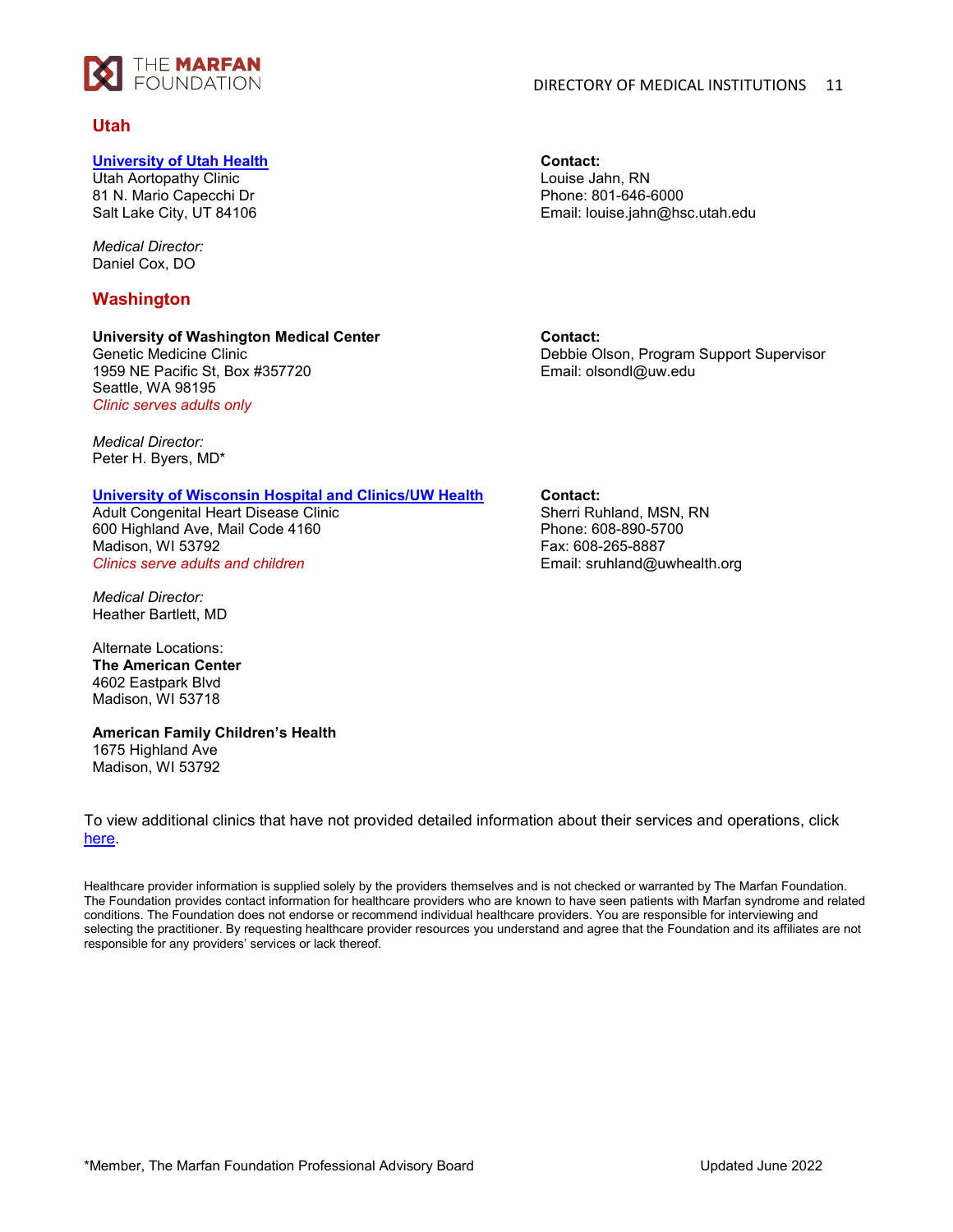## Utah

**University of Utah Health**
Utah Aortopathy Clinic
81 N. Mario Capecchi Dr
Salt Lake City, UT 84106

*Medical Director:*
Daniel Cox, DO

**Contact:**
Louise Jahn, RN
Phone: 801-646-6000
Email: louise.jahn@hsc.utah.edu

## Washington

**University of Washington Medical Center**
Genetic Medicine Clinic
1959 NE Pacific St, Box #357720
Seattle, WA 98195
*Clinic serves adults only*

*Medical Director:*
Peter H. Byers, MD*

**Contact:**
Debbie Olson, Program Support Supervisor
Email: olsondl@uw.edu

**University of Wisconsin Hospital and Clinics/UW Health**
Adult Congenital Heart Disease Clinic
600 Highland Ave, Mail Code 4160
Madison, WI 53792
*Clinics serve adults and children*

*Medical Director:*
Heather Bartlett, MD

**Contact:**
Sherri Ruhland, MSN, RN
Phone: 608-890-5700
Fax: 608-265-8887
Email: sruhland@uwhealth.org

Alternate Locations:

**The American Center**
4602 Eastpark Blvd
Madison, WI 53718

**American Family Children's Health**
1675 Highland Ave
Madison, WI 53792

To view additional clinics that have not provided detailed information about their services and operations, click here.

Healthcare provider information is supplied solely by the providers themselves and is not checked or warranted by The Marfan Foundation. The Foundation provides contact information for healthcare providers who are known to have seen patients with Marfan syndrome and related conditions. The Foundation does not endorse or recommend individual healthcare providers. You are responsible for interviewing and selecting the practitioner. By requesting healthcare provider resources you understand and agree that the Foundation and its affiliates are not responsible for any providers' services or lack thereof.

*Member, The Marfan Foundation Professional Advisory Board

Updated June 2022